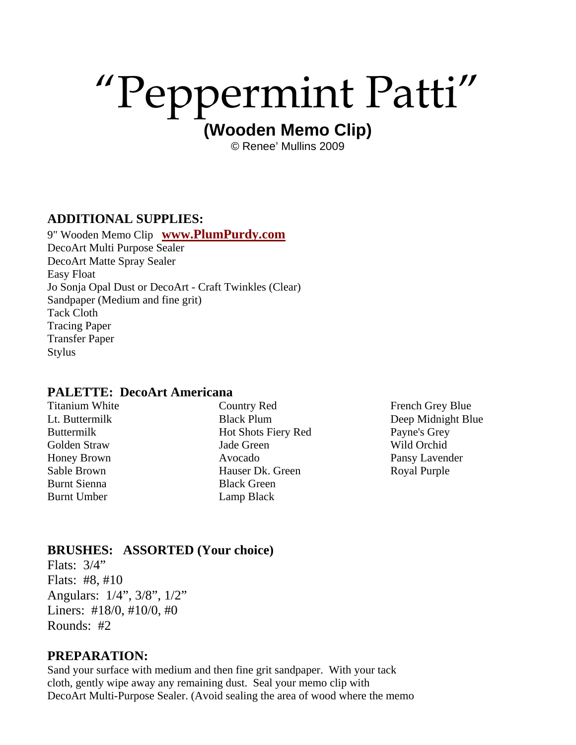# “Peppermint Patti”

## (Wooden Memo Clip)

© Renee’ Mullins 2009

### ADDITIONAL SUPPLIES:

9" Wooden Memo Clip **www.PlumPurdy.com**
DecoArt Multi Purpose Sealer
DecoArt Matte Spray Sealer
Easy Float
Jo Sonja Opal Dust or DecoArt - Craft Twinkles (Clear)
Sandpaper (Medium and fine grit)
Tack Cloth
Tracing Paper
Transfer Paper
Stylus

### PALETTE: DecoArt Americana

Titanium White
Lt. Buttermilk
Buttermilk
Golden Straw
Honey Brown
Sable Brown
Burnt Sienna
Burnt Umber
Country Red
Black Plum
Hot Shots Fiery Red
Jade Green
Avocado
Hauser Dk. Green
Black Green
Lamp Black
French Grey Blue
Deep Midnight Blue
Payne's Grey
Wild Orchid
Pansy Lavender
Royal Purple

### BRUSHES: ASSORTED (Your choice)

Flats: 3/4”
Flats: #8, #10
Angulars: 1/4”, 3/8”, 1/2”
Liners: #18/0, #10/0, #0
Rounds: #2

### PREPARATION:

Sand your surface with medium and then fine grit sandpaper. With your tack cloth, gently wipe away any remaining dust. Seal your memo clip with DecoArt Multi-Purpose Sealer. (Avoid sealing the area of wood where the memo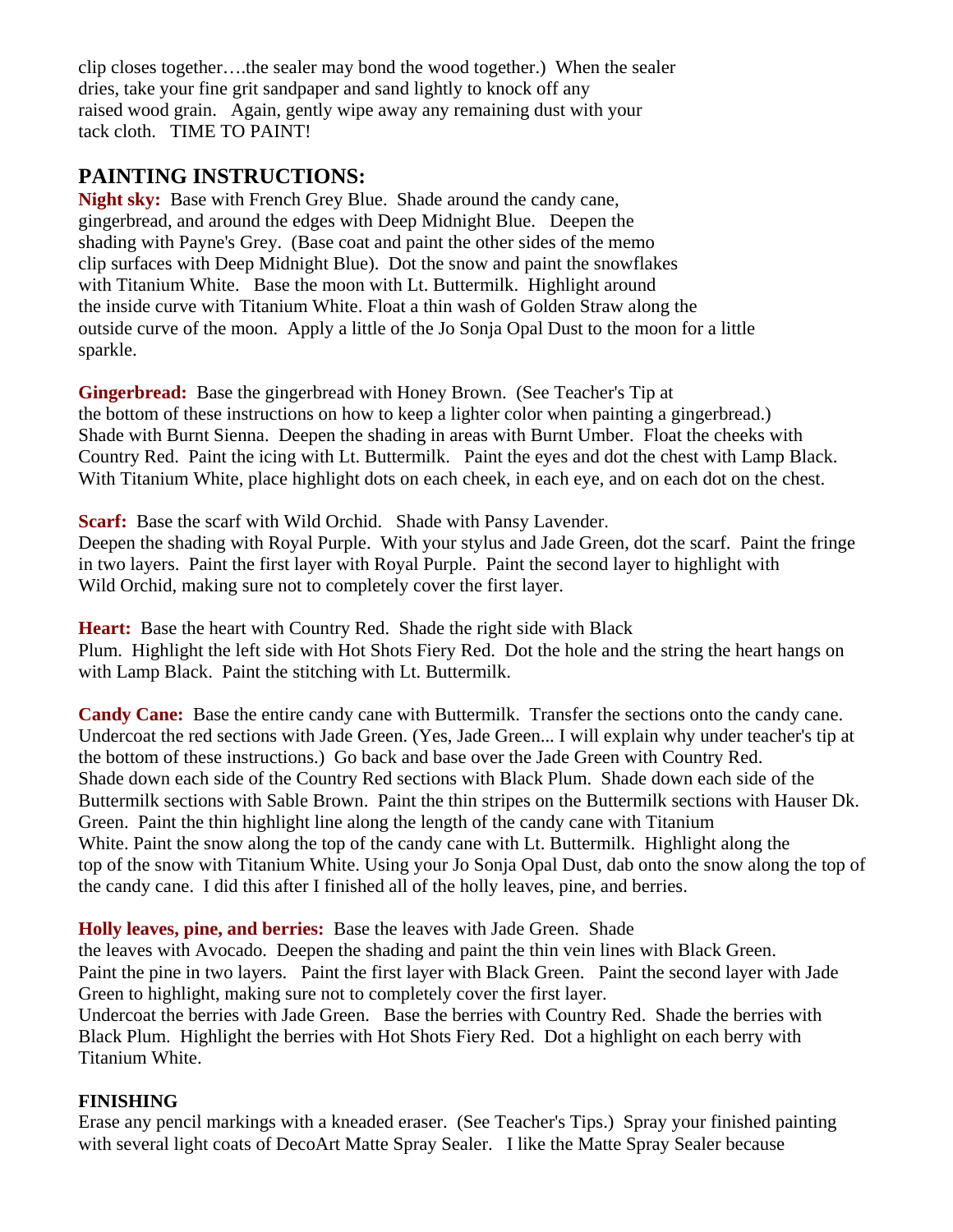clip closes together….the sealer may bond the wood together.) When the sealer dries, take your fine grit sandpaper and sand lightly to knock off any raised wood grain. Again, gently wipe away any remaining dust with your tack cloth. TIME TO PAINT!

## PAINTING INSTRUCTIONS:

**Night sky:** Base with French Grey Blue. Shade around the candy cane, gingerbread, and around the edges with Deep Midnight Blue. Deepen the shading with Payne's Grey. (Base coat and paint the other sides of the memo clip surfaces with Deep Midnight Blue). Dot the snow and paint the snowflakes with Titanium White. Base the moon with Lt. Buttermilk. Highlight around the inside curve with Titanium White. Float a thin wash of Golden Straw along the outside curve of the moon. Apply a little of the Jo Sonja Opal Dust to the moon for a little sparkle.

**Gingerbread:** Base the gingerbread with Honey Brown. (See Teacher's Tip at the bottom of these instructions on how to keep a lighter color when painting a gingerbread.) Shade with Burnt Sienna. Deepen the shading in areas with Burnt Umber. Float the cheeks with Country Red. Paint the icing with Lt. Buttermilk. Paint the eyes and dot the chest with Lamp Black. With Titanium White, place highlight dots on each cheek, in each eye, and on each dot on the chest.

**Scarf:** Base the scarf with Wild Orchid. Shade with Pansy Lavender. Deepen the shading with Royal Purple. With your stylus and Jade Green, dot the scarf. Paint the fringe in two layers. Paint the first layer with Royal Purple. Paint the second layer to highlight with Wild Orchid, making sure not to completely cover the first layer.

**Heart:** Base the heart with Country Red. Shade the right side with Black Plum. Highlight the left side with Hot Shots Fiery Red. Dot the hole and the string the heart hangs on with Lamp Black. Paint the stitching with Lt. Buttermilk.

**Candy Cane:** Base the entire candy cane with Buttermilk. Transfer the sections onto the candy cane. Undercoat the red sections with Jade Green. (Yes, Jade Green... I will explain why under teacher's tip at the bottom of these instructions.) Go back and base over the Jade Green with Country Red. Shade down each side of the Country Red sections with Black Plum. Shade down each side of the Buttermilk sections with Sable Brown. Paint the thin stripes on the Buttermilk sections with Hauser Dk. Green. Paint the thin highlight line along the length of the candy cane with Titanium White. Paint the snow along the top of the candy cane with Lt. Buttermilk. Highlight along the top of the snow with Titanium White. Using your Jo Sonja Opal Dust, dab onto the snow along the top of the candy cane. I did this after I finished all of the holly leaves, pine, and berries.

**Holly leaves, pine, and berries:** Base the leaves with Jade Green. Shade the leaves with Avocado. Deepen the shading and paint the thin vein lines with Black Green. Paint the pine in two layers. Paint the first layer with Black Green. Paint the second layer with Jade Green to highlight, making sure not to completely cover the first layer.
Undercoat the berries with Jade Green. Base the berries with Country Red. Shade the berries with Black Plum. Highlight the berries with Hot Shots Fiery Red. Dot a highlight on each berry with Titanium White.

**FINISHING**

Erase any pencil markings with a kneaded eraser. (See Teacher's Tips.) Spray your finished painting with several light coats of DecoArt Matte Spray Sealer. I like the Matte Spray Sealer because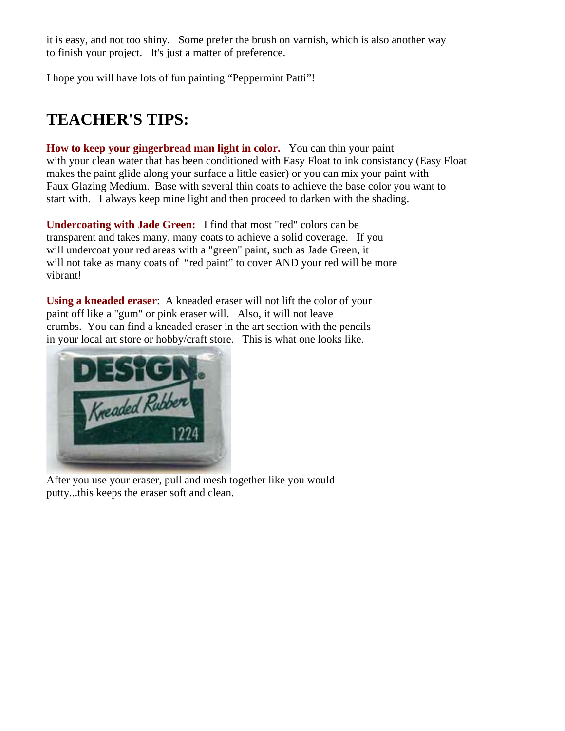it is easy, and not too shiny. Some prefer the brush on varnish, which is also another way to finish your project. It's just a matter of preference.

I hope you will have lots of fun painting “Peppermint Patti”!

# TEACHER'S TIPS:

**How to keep your gingerbread man light in color.** You can thin your paint with your clean water that has been conditioned with Easy Float to ink consistancy (Easy Float makes the paint glide along your surface a little easier) or you can mix your paint with Faux Glazing Medium. Base with several thin coats to achieve the base color you want to start with. I always keep mine light and then proceed to darken with the shading.

**Undercoating with Jade Green:** I find that most "red" colors can be transparent and takes many, many coats to achieve a solid coverage. If you will undercoat your red areas with a "green" paint, such as Jade Green, it will not take as many coats of “red paint” to cover AND your red will be more vibrant!

**Using a kneaded eraser**: A kneaded eraser will not lift the color of your paint off like a "gum" or pink eraser will. Also, it will not leave crumbs. You can find a kneaded eraser in the art section with the pencils in your local art store or hobby/craft store. This is what one looks like.

After you use your eraser, pull and mesh together like you would putty...this keeps the eraser soft and clean.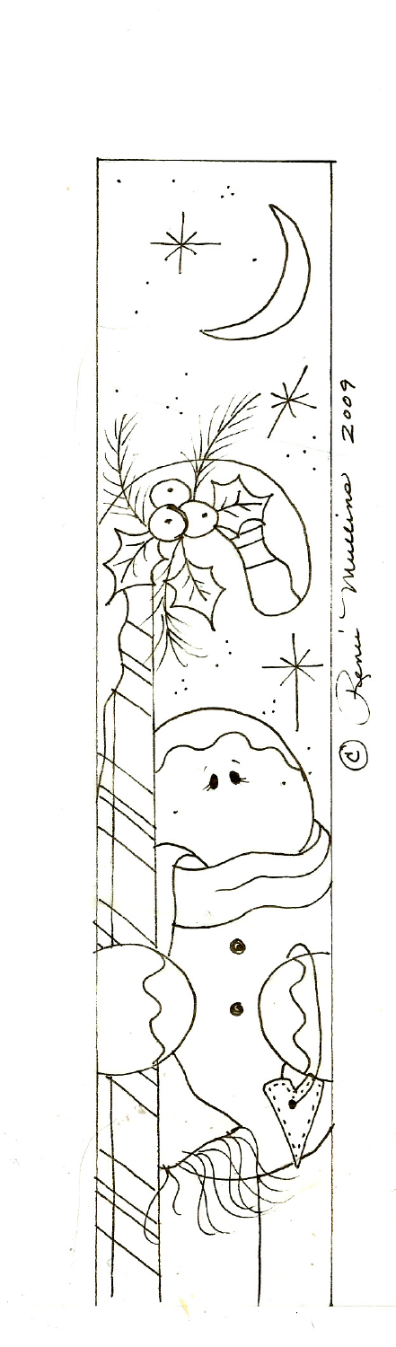© Reni' Mullins 2009